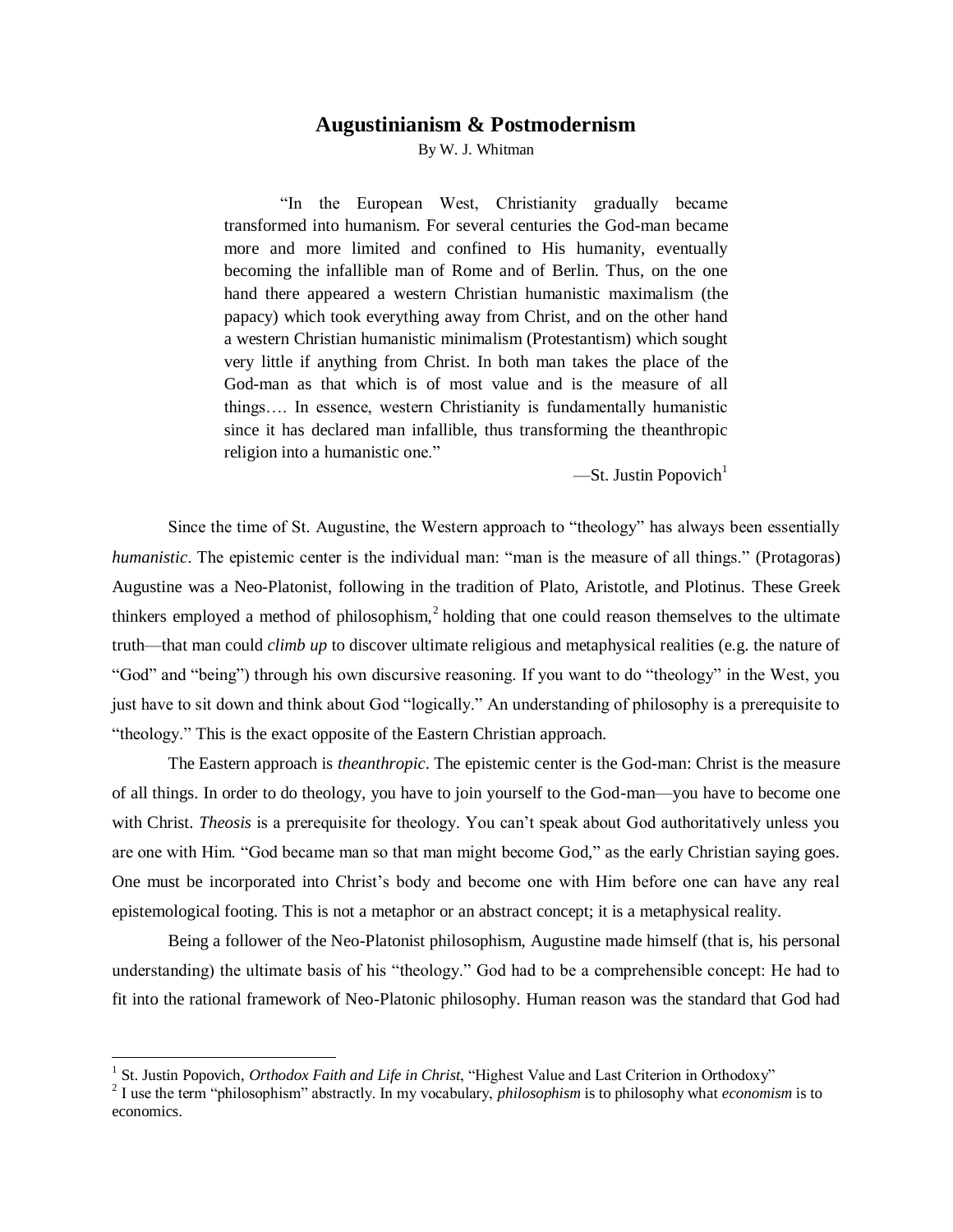# Augustinianism & Postmodernism

By W. J. Whitman

> "In the European West, Christianity gradually became transformed into humanism. For several centuries the God-man became more and more limited and confined to His humanity, eventually becoming the infallible man of Rome and of Berlin. Thus, on the one hand there appeared a western Christian humanistic maximalism (the papacy) which took everything away from Christ, and on the other hand a western Christian humanistic minimalism (Protestantism) which sought very little if anything from Christ. In both man takes the place of the God-man as that which is of most value and is the measure of all things…. In essence, western Christianity is fundamentally humanistic since it has declared man infallible, thus transforming the theanthropic religion into a humanistic one."
>
> —St. Justin Popovich[1]

Since the time of St. Augustine, the Western approach to "theology" has always been essentially *humanistic*. The epistemic center is the individual man: "man is the measure of all things." (Protagoras) Augustine was a Neo-Platonist, following in the tradition of Plato, Aristotle, and Plotinus. These Greek thinkers employed a method of philosophism,[2] holding that one could reason themselves to the ultimate truth—that man could *climb up* to discover ultimate religious and metaphysical realities (e.g. the nature of "God" and "being") through his own discursive reasoning. If you want to do "theology" in the West, you just have to sit down and think about God "logically." An understanding of philosophy is a prerequisite to "theology." This is the exact opposite of the Eastern Christian approach.

The Eastern approach is *theanthropic*. The epistemic center is the God-man: Christ is the measure of all things. In order to do theology, you have to join yourself to the God-man—you have to become one with Christ. *Theosis* is a prerequisite for theology. You can't speak about God authoritatively unless you are one with Him. "God became man so that man might become God," as the early Christian saying goes. One must be incorporated into Christ's body and become one with Him before one can have any real epistemological footing. This is not a metaphor or an abstract concept; it is a metaphysical reality.

Being a follower of the Neo-Platonist philosophism, Augustine made himself (that is, his personal understanding) the ultimate basis of his "theology." God had to be a comprehensible concept: He had to fit into the rational framework of Neo-Platonic philosophy. Human reason was the standard that God had

---

[1] St. Justin Popovich, *Orthodox Faith and Life in Christ*, "Highest Value and Last Criterion in Orthodoxy"

[2] I use the term "philosophism" abstractly. In my vocabulary, *philosophism* is to philosophy what *economism* is to economics.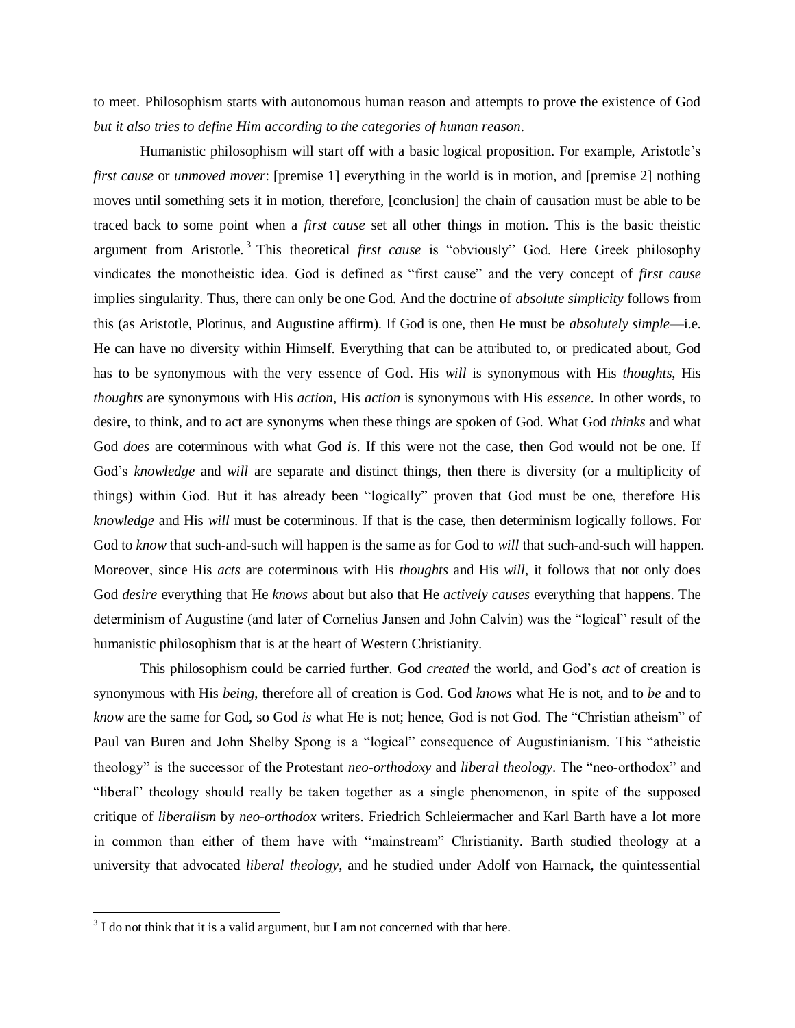to meet. Philosophism starts with autonomous human reason and attempts to prove the existence of God *but it also tries to define Him according to the categories of human reason*.

Humanistic philosophism will start off with a basic logical proposition. For example, Aristotle's *first cause* or *unmoved mover*: [premise 1] everything in the world is in motion, and [premise 2] nothing moves until something sets it in motion, therefore, [conclusion] the chain of causation must be able to be traced back to some point when a *first cause* set all other things in motion. This is the basic theistic argument from Aristotle.[3] This theoretical *first cause* is "obviously" God. Here Greek philosophy vindicates the monotheistic idea. God is defined as "first cause" and the very concept of *first cause* implies singularity. Thus, there can only be one God. And the doctrine of *absolute simplicity* follows from this (as Aristotle, Plotinus, and Augustine affirm). If God is one, then He must be *absolutely simple*—i.e. He can have no diversity within Himself. Everything that can be attributed to, or predicated about, God has to be synonymous with the very essence of God. His *will* is synonymous with His *thoughts*, His *thoughts* are synonymous with His *action*, His *action* is synonymous with His *essence*. In other words, to desire, to think, and to act are synonyms when these things are spoken of God. What God *thinks* and what God *does* are coterminous with what God *is*. If this were not the case, then God would not be one. If God's *knowledge* and *will* are separate and distinct things, then there is diversity (or a multiplicity of things) within God. But it has already been "logically" proven that God must be one, therefore His *knowledge* and His *will* must be coterminous. If that is the case, then determinism logically follows. For God to *know* that such-and-such will happen is the same as for God to *will* that such-and-such will happen. Moreover, since His *acts* are coterminous with His *thoughts* and His *will*, it follows that not only does God *desire* everything that He *knows* about but also that He *actively causes* everything that happens. The determinism of Augustine (and later of Cornelius Jansen and John Calvin) was the "logical" result of the humanistic philosophism that is at the heart of Western Christianity.

This philosophism could be carried further. God *created* the world, and God's *act* of creation is synonymous with His *being*, therefore all of creation is God. God *knows* what He is not, and to *be* and to *know* are the same for God, so God *is* what He is not; hence, God is not God. The "Christian atheism" of Paul van Buren and John Shelby Spong is a "logical" consequence of Augustinianism. This "atheistic theology" is the successor of the Protestant *neo-orthodoxy* and *liberal theology*. The "neo-orthodox" and "liberal" theology should really be taken together as a single phenomenon, in spite of the supposed critique of *liberalism* by *neo-orthodox* writers. Friedrich Schleiermacher and Karl Barth have a lot more in common than either of them have with "mainstream" Christianity. Barth studied theology at a university that advocated *liberal theology*, and he studied under Adolf von Harnack, the quintessential

[3] I do not think that it is a valid argument, but I am not concerned with that here.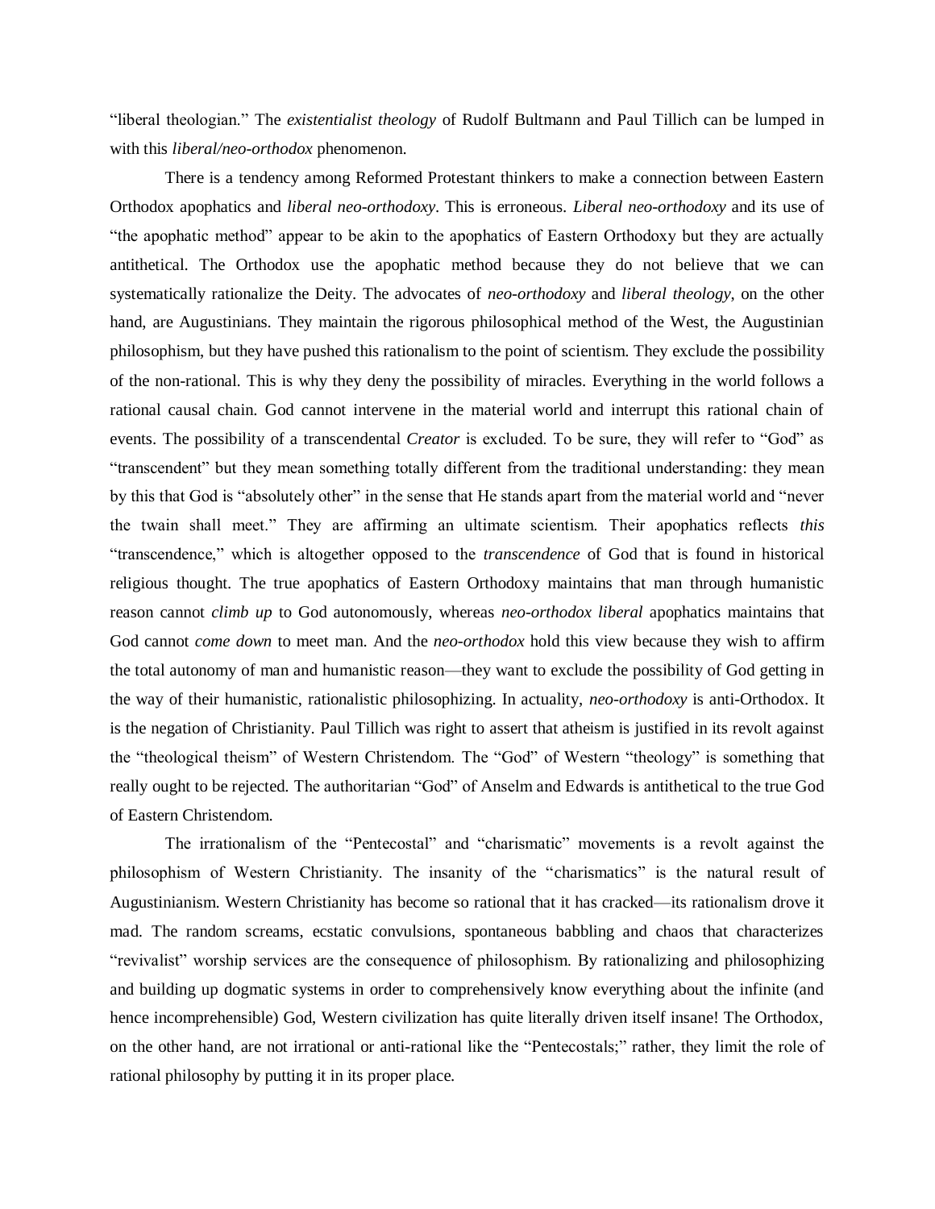"liberal theologian." The *existentialist theology* of Rudolf Bultmann and Paul Tillich can be lumped in with this *liberal/neo-orthodox* phenomenon.

There is a tendency among Reformed Protestant thinkers to make a connection between Eastern Orthodox apophatics and *liberal neo-orthodoxy*. This is erroneous. *Liberal neo-orthodoxy* and its use of "the apophatic method" appear to be akin to the apophatics of Eastern Orthodoxy but they are actually antithetical. The Orthodox use the apophatic method because they do not believe that we can systematically rationalize the Deity. The advocates of *neo-orthodoxy* and *liberal theology*, on the other hand, are Augustinians. They maintain the rigorous philosophical method of the West, the Augustinian philosophism, but they have pushed this rationalism to the point of scientism. They exclude the possibility of the non-rational. This is why they deny the possibility of miracles. Everything in the world follows a rational causal chain. God cannot intervene in the material world and interrupt this rational chain of events. The possibility of a transcendental *Creator* is excluded. To be sure, they will refer to "God" as "transcendent" but they mean something totally different from the traditional understanding: they mean by this that God is "absolutely other" in the sense that He stands apart from the material world and "never the twain shall meet." They are affirming an ultimate scientism. Their apophatics reflects *this* "transcendence," which is altogether opposed to the *transcendence* of God that is found in historical religious thought. The true apophatics of Eastern Orthodoxy maintains that man through humanistic reason cannot *climb up* to God autonomously, whereas *neo-orthodox liberal* apophatics maintains that God cannot *come down* to meet man. And the *neo-orthodox* hold this view because they wish to affirm the total autonomy of man and humanistic reason—they want to exclude the possibility of God getting in the way of their humanistic, rationalistic philosophizing. In actuality, *neo-orthodoxy* is anti-Orthodox. It is the negation of Christianity. Paul Tillich was right to assert that atheism is justified in its revolt against the "theological theism" of Western Christendom. The "God" of Western "theology" is something that really ought to be rejected. The authoritarian "God" of Anselm and Edwards is antithetical to the true God of Eastern Christendom.

The irrationalism of the "Pentecostal" and "charismatic" movements is a revolt against the philosophism of Western Christianity. The insanity of the "charismatics" is the natural result of Augustinianism. Western Christianity has become so rational that it has cracked—its rationalism drove it mad. The random screams, ecstatic convulsions, spontaneous babbling and chaos that characterizes "revivalist" worship services are the consequence of philosophism. By rationalizing and philosophizing and building up dogmatic systems in order to comprehensively know everything about the infinite (and hence incomprehensible) God, Western civilization has quite literally driven itself insane! The Orthodox, on the other hand, are not irrational or anti-rational like the "Pentecostals;" rather, they limit the role of rational philosophy by putting it in its proper place.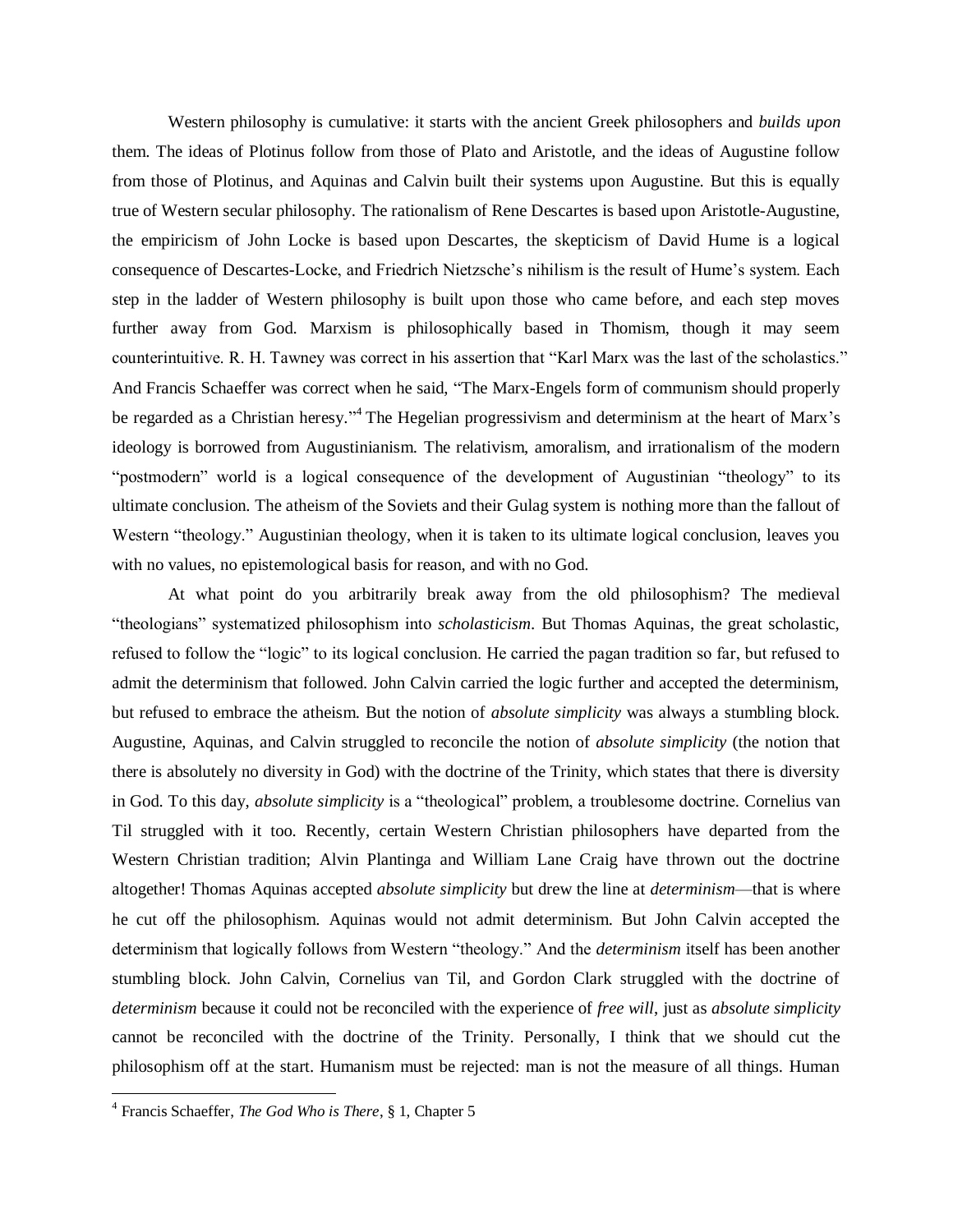Western philosophy is cumulative: it starts with the ancient Greek philosophers and *builds upon* them. The ideas of Plotinus follow from those of Plato and Aristotle, and the ideas of Augustine follow from those of Plotinus, and Aquinas and Calvin built their systems upon Augustine. But this is equally true of Western secular philosophy. The rationalism of Rene Descartes is based upon Aristotle-Augustine, the empiricism of John Locke is based upon Descartes, the skepticism of David Hume is a logical consequence of Descartes-Locke, and Friedrich Nietzsche's nihilism is the result of Hume's system. Each step in the ladder of Western philosophy is built upon those who came before, and each step moves further away from God. Marxism is philosophically based in Thomism, though it may seem counterintuitive. R. H. Tawney was correct in his assertion that "Karl Marx was the last of the scholastics." And Francis Schaeffer was correct when he said, "The Marx-Engels form of communism should properly be regarded as a Christian heresy."[4] The Hegelian progressivism and determinism at the heart of Marx's ideology is borrowed from Augustinianism. The relativism, amoralism, and irrationalism of the modern "postmodern" world is a logical consequence of the development of Augustinian "theology" to its ultimate conclusion. The atheism of the Soviets and their Gulag system is nothing more than the fallout of Western "theology." Augustinian theology, when it is taken to its ultimate logical conclusion, leaves you with no values, no epistemological basis for reason, and with no God.

At what point do you arbitrarily break away from the old philosophism? The medieval "theologians" systematized philosophism into *scholasticism*. But Thomas Aquinas, the great scholastic, refused to follow the "logic" to its logical conclusion. He carried the pagan tradition so far, but refused to admit the determinism that followed. John Calvin carried the logic further and accepted the determinism, but refused to embrace the atheism. But the notion of *absolute simplicity* was always a stumbling block. Augustine, Aquinas, and Calvin struggled to reconcile the notion of *absolute simplicity* (the notion that there is absolutely no diversity in God) with the doctrine of the Trinity, which states that there is diversity in God. To this day, *absolute simplicity* is a "theological" problem, a troublesome doctrine. Cornelius van Til struggled with it too. Recently, certain Western Christian philosophers have departed from the Western Christian tradition; Alvin Plantinga and William Lane Craig have thrown out the doctrine altogether! Thomas Aquinas accepted *absolute simplicity* but drew the line at *determinism*—that is where he cut off the philosophism. Aquinas would not admit determinism. But John Calvin accepted the determinism that logically follows from Western "theology." And the *determinism* itself has been another stumbling block. John Calvin, Cornelius van Til, and Gordon Clark struggled with the doctrine of *determinism* because it could not be reconciled with the experience of *free will*, just as *absolute simplicity* cannot be reconciled with the doctrine of the Trinity. Personally, I think that we should cut the philosophism off at the start. Humanism must be rejected: man is not the measure of all things. Human

[4] Francis Schaeffer, *The God Who is There*, § 1, Chapter 5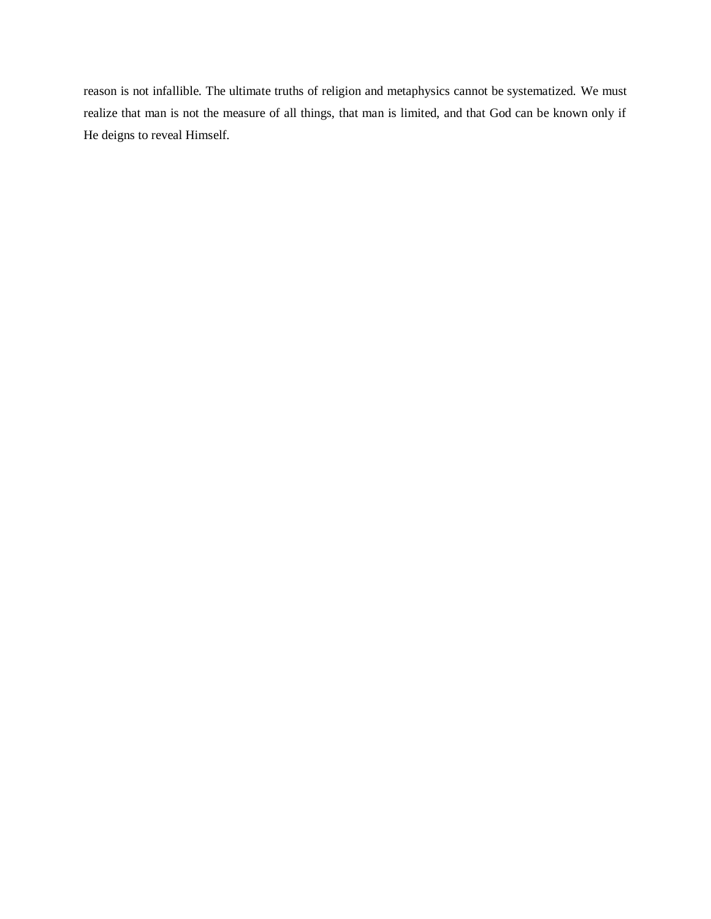reason is not infallible. The ultimate truths of religion and metaphysics cannot be systematized. We must realize that man is not the measure of all things, that man is limited, and that God can be known only if He deigns to reveal Himself.